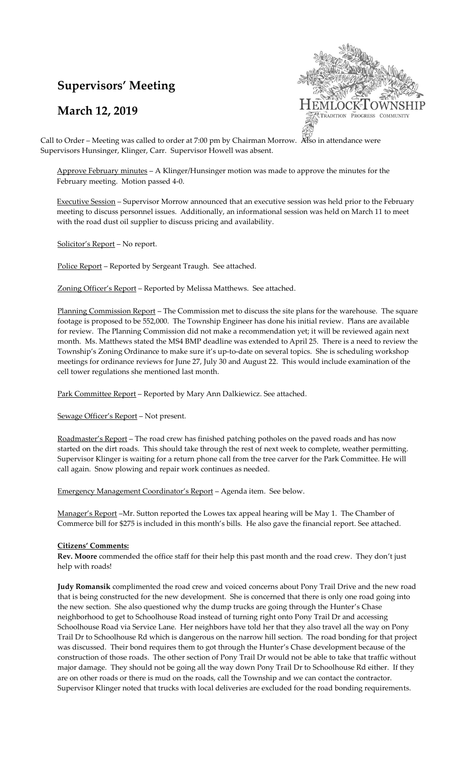# Supervisors' Meeting

## March 12, 2019

Call to Order – Meeting was called to order at 7:00 pm by Chairman Morrow. Also in attendance were Supervisors Hunsinger, Klinger, Carr. Supervisor Howell was absent.

Approve February minutes – A Klinger/Hunsinger motion was made to approve the minutes for the February meeting. Motion passed 4-0.

Executive Session – Supervisor Morrow announced that an executive session was held prior to the February meeting to discuss personnel issues. Additionally, an informational session was held on March 11 to meet with the road dust oil supplier to discuss pricing and availability.

Solicitor's Report – No report.

Police Report – Reported by Sergeant Traugh. See attached.

Zoning Officer's Report – Reported by Melissa Matthews. See attached.

Planning Commission Report – The Commission met to discuss the site plans for the warehouse. The square footage is proposed to be 552,000. The Township Engineer has done his initial review. Plans are available for review. The Planning Commission did not make a recommendation yet; it will be reviewed again next month. Ms. Matthews stated the MS4 BMP deadline was extended to April 25. There is a need to review the Township's Zoning Ordinance to make sure it's up-to-date on several topics. She is scheduling workshop meetings for ordinance reviews for June 27, July 30 and August 22. This would include examination of the cell tower regulations she mentioned last month.

Park Committee Report – Reported by Mary Ann Dalkiewicz. See attached.

Sewage Officer's Report – Not present.

Roadmaster's Report – The road crew has finished patching potholes on the paved roads and has now started on the dirt roads. This should take through the rest of next week to complete, weather permitting. Supervisor Klinger is waiting for a return phone call from the tree carver for the Park Committee. He will call again. Snow plowing and repair work continues as needed.

Emergency Management Coordinator's Report – Agenda item. See below.

Manager's Report –Mr. Sutton reported the Lowes tax appeal hearing will be May 1. The Chamber of Commerce bill for $275 is included in this month's bills. He also gave the financial report. See attached.

**Citizens' Comments:**

**Rev. Moore** commended the office staff for their help this past month and the road crew. They don't just help with roads!

**Judy Romansik** complimented the road crew and voiced concerns about Pony Trail Drive and the new road that is being constructed for the new development. She is concerned that there is only one road going into the new section. She also questioned why the dump trucks are going through the Hunter's Chase neighborhood to get to Schoolhouse Road instead of turning right onto Pony Trail Dr and accessing Schoolhouse Road via Service Lane. Her neighbors have told her that they also travel all the way on Pony Trail Dr to Schoolhouse Rd which is dangerous on the narrow hill section. The road bonding for that project was discussed. Their bond requires them to got through the Hunter's Chase development because of the construction of those roads. The other section of Pony Trail Dr would not be able to take that traffic without major damage. They should not be going all the way down Pony Trail Dr to Schoolhouse Rd either. If they are on other roads or there is mud on the roads, call the Township and we can contact the contractor. Supervisor Klinger noted that trucks with local deliveries are excluded for the road bonding requirements.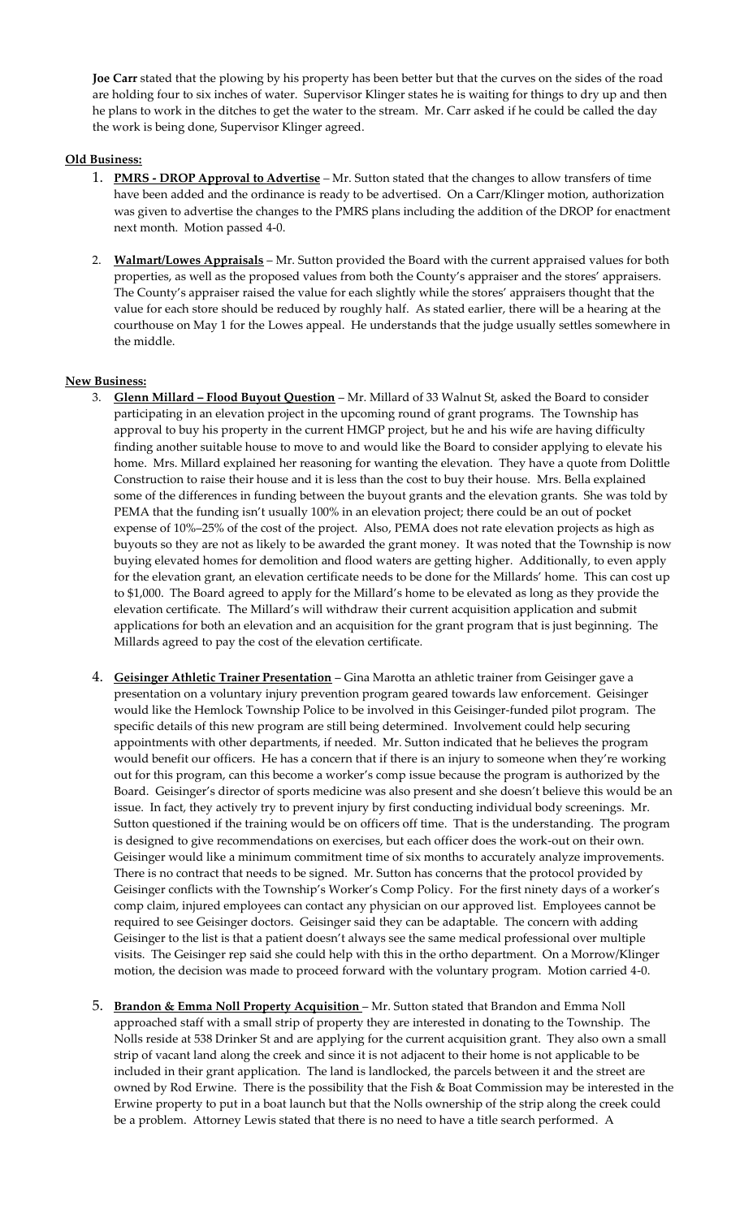**Joe Carr** stated that the plowing by his property has been better but that the curves on the sides of the road are holding four to six inches of water. Supervisor Klinger states he is waiting for things to dry up and then he plans to work in the ditches to get the water to the stream. Mr. Carr asked if he could be called the day the work is being done, Supervisor Klinger agreed.

**Old Business:**

1. **PMRS - DROP Approval to Advertise** – Mr. Sutton stated that the changes to allow transfers of time have been added and the ordinance is ready to be advertised. On a Carr/Klinger motion, authorization was given to advertise the changes to the PMRS plans including the addition of the DROP for enactment next month. Motion passed 4-0.

2. **Walmart/Lowes Appraisals** – Mr. Sutton provided the Board with the current appraised values for both properties, as well as the proposed values from both the County's appraiser and the stores' appraisers. The County's appraiser raised the value for each slightly while the stores' appraisers thought that the value for each store should be reduced by roughly half. As stated earlier, there will be a hearing at the courthouse on May 1 for the Lowes appeal. He understands that the judge usually settles somewhere in the middle.

**New Business:**

3. **Glenn Millard – Flood Buyout Question** – Mr. Millard of 33 Walnut St, asked the Board to consider participating in an elevation project in the upcoming round of grant programs. The Township has approval to buy his property in the current HMGP project, but he and his wife are having difficulty finding another suitable house to move to and would like the Board to consider applying to elevate his home. Mrs. Millard explained her reasoning for wanting the elevation. They have a quote from Dolittle Construction to raise their house and it is less than the cost to buy their house. Mrs. Bella explained some of the differences in funding between the buyout grants and the elevation grants. She was told by PEMA that the funding isn't usually 100% in an elevation project; there could be an out of pocket expense of 10%–25% of the cost of the project. Also, PEMA does not rate elevation projects as high as buyouts so they are not as likely to be awarded the grant money. It was noted that the Township is now buying elevated homes for demolition and flood waters are getting higher. Additionally, to even apply for the elevation grant, an elevation certificate needs to be done for the Millards' home. This can cost up to $1,000. The Board agreed to apply for the Millard's home to be elevated as long as they provide the elevation certificate. The Millard's will withdraw their current acquisition application and submit applications for both an elevation and an acquisition for the grant program that is just beginning. The Millards agreed to pay the cost of the elevation certificate.

4. **Geisinger Athletic Trainer Presentation** – Gina Marotta an athletic trainer from Geisinger gave a presentation on a voluntary injury prevention program geared towards law enforcement. Geisinger would like the Hemlock Township Police to be involved in this Geisinger-funded pilot program. The specific details of this new program are still being determined. Involvement could help securing appointments with other departments, if needed. Mr. Sutton indicated that he believes the program would benefit our officers. He has a concern that if there is an injury to someone when they're working out for this program, can this become a worker's comp issue because the program is authorized by the Board. Geisinger's director of sports medicine was also present and she doesn't believe this would be an issue. In fact, they actively try to prevent injury by first conducting individual body screenings. Mr. Sutton questioned if the training would be on officers off time. That is the understanding. The program is designed to give recommendations on exercises, but each officer does the work-out on their own. Geisinger would like a minimum commitment time of six months to accurately analyze improvements. There is no contract that needs to be signed. Mr. Sutton has concerns that the protocol provided by Geisinger conflicts with the Township's Worker's Comp Policy. For the first ninety days of a worker's comp claim, injured employees can contact any physician on our approved list. Employees cannot be required to see Geisinger doctors. Geisinger said they can be adaptable. The concern with adding Geisinger to the list is that a patient doesn't always see the same medical professional over multiple visits. The Geisinger rep said she could help with this in the ortho department. On a Morrow/Klinger motion, the decision was made to proceed forward with the voluntary program. Motion carried 4-0.

5. **Brandon & Emma Noll Property Acquisition** – Mr. Sutton stated that Brandon and Emma Noll approached staff with a small strip of property they are interested in donating to the Township. The Nolls reside at 538 Drinker St and are applying for the current acquisition grant. They also own a small strip of vacant land along the creek and since it is not adjacent to their home is not applicable to be included in their grant application. The land is landlocked, the parcels between it and the street are owned by Rod Erwine. There is the possibility that the Fish & Boat Commission may be interested in the Erwine property to put in a boat launch but that the Nolls ownership of the strip along the creek could be a problem. Attorney Lewis stated that there is no need to have a title search performed. A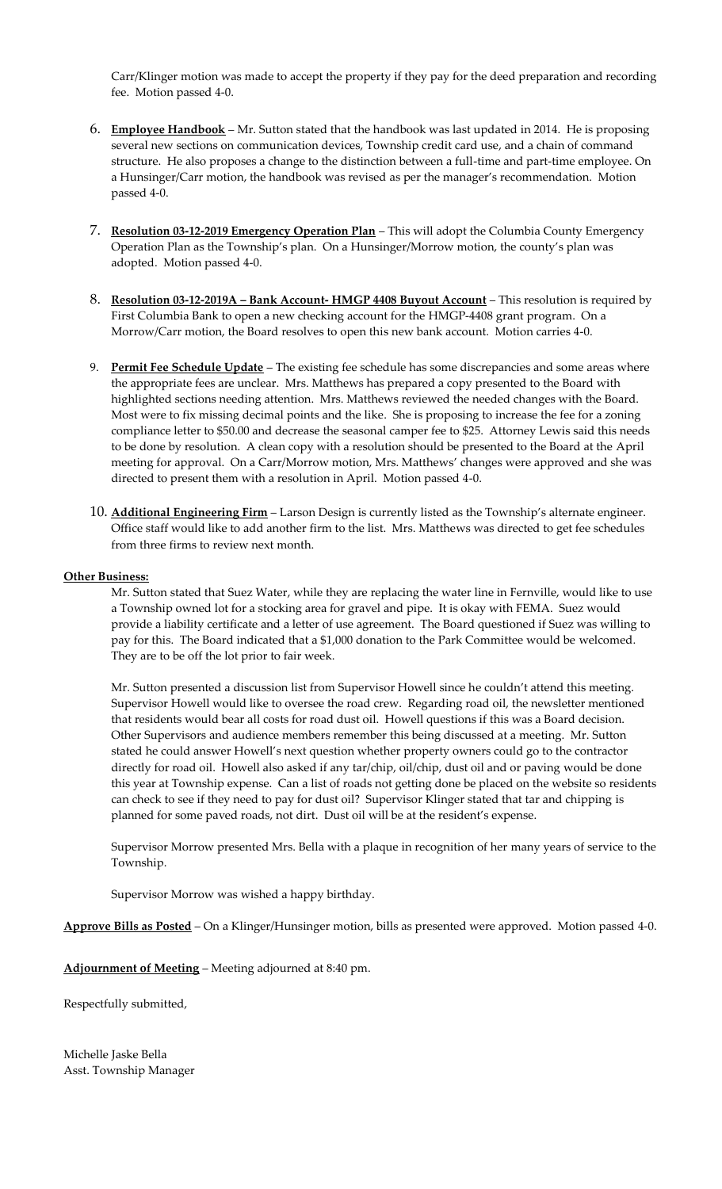Carr/Klinger motion was made to accept the property if they pay for the deed preparation and recording fee. Motion passed 4-0.

6. **Employee Handbook** – Mr. Sutton stated that the handbook was last updated in 2014. He is proposing several new sections on communication devices, Township credit card use, and a chain of command structure. He also proposes a change to the distinction between a full-time and part-time employee. On a Hunsinger/Carr motion, the handbook was revised as per the manager's recommendation. Motion passed 4-0.

7. **Resolution 03-12-2019 Emergency Operation Plan** – This will adopt the Columbia County Emergency Operation Plan as the Township's plan. On a Hunsinger/Morrow motion, the county's plan was adopted. Motion passed 4-0.

8. **Resolution 03-12-2019A – Bank Account- HMGP 4408 Buyout Account** – This resolution is required by First Columbia Bank to open a new checking account for the HMGP-4408 grant program. On a Morrow/Carr motion, the Board resolves to open this new bank account. Motion carries 4-0.

9. **Permit Fee Schedule Update** – The existing fee schedule has some discrepancies and some areas where the appropriate fees are unclear. Mrs. Matthews has prepared a copy presented to the Board with highlighted sections needing attention. Mrs. Matthews reviewed the needed changes with the Board. Most were to fix missing decimal points and the like. She is proposing to increase the fee for a zoning compliance letter to $50.00 and decrease the seasonal camper fee to $25. Attorney Lewis said this needs to be done by resolution. A clean copy with a resolution should be presented to the Board at the April meeting for approval. On a Carr/Morrow motion, Mrs. Matthews' changes were approved and she was directed to present them with a resolution in April. Motion passed 4-0.

10. **Additional Engineering Firm** – Larson Design is currently listed as the Township's alternate engineer. Office staff would like to add another firm to the list. Mrs. Matthews was directed to get fee schedules from three firms to review next month.

**Other Business:**

Mr. Sutton stated that Suez Water, while they are replacing the water line in Fernville, would like to use a Township owned lot for a stocking area for gravel and pipe. It is okay with FEMA. Suez would provide a liability certificate and a letter of use agreement. The Board questioned if Suez was willing to pay for this. The Board indicated that a $1,000 donation to the Park Committee would be welcomed. They are to be off the lot prior to fair week.

Mr. Sutton presented a discussion list from Supervisor Howell since he couldn't attend this meeting. Supervisor Howell would like to oversee the road crew. Regarding road oil, the newsletter mentioned that residents would bear all costs for road dust oil. Howell questions if this was a Board decision. Other Supervisors and audience members remember this being discussed at a meeting. Mr. Sutton stated he could answer Howell's next question whether property owners could go to the contractor directly for road oil. Howell also asked if any tar/chip, oil/chip, dust oil and or paving would be done this year at Township expense. Can a list of roads not getting done be placed on the website so residents can check to see if they need to pay for dust oil? Supervisor Klinger stated that tar and chipping is planned for some paved roads, not dirt. Dust oil will be at the resident's expense.

Supervisor Morrow presented Mrs. Bella with a plaque in recognition of her many years of service to the Township.

Supervisor Morrow was wished a happy birthday.

**Approve Bills as Posted** – On a Klinger/Hunsinger motion, bills as presented were approved. Motion passed 4-0.

**Adjournment of Meeting** – Meeting adjourned at 8:40 pm.

Respectfully submitted,

Michelle Jaske Bella
Asst. Township Manager